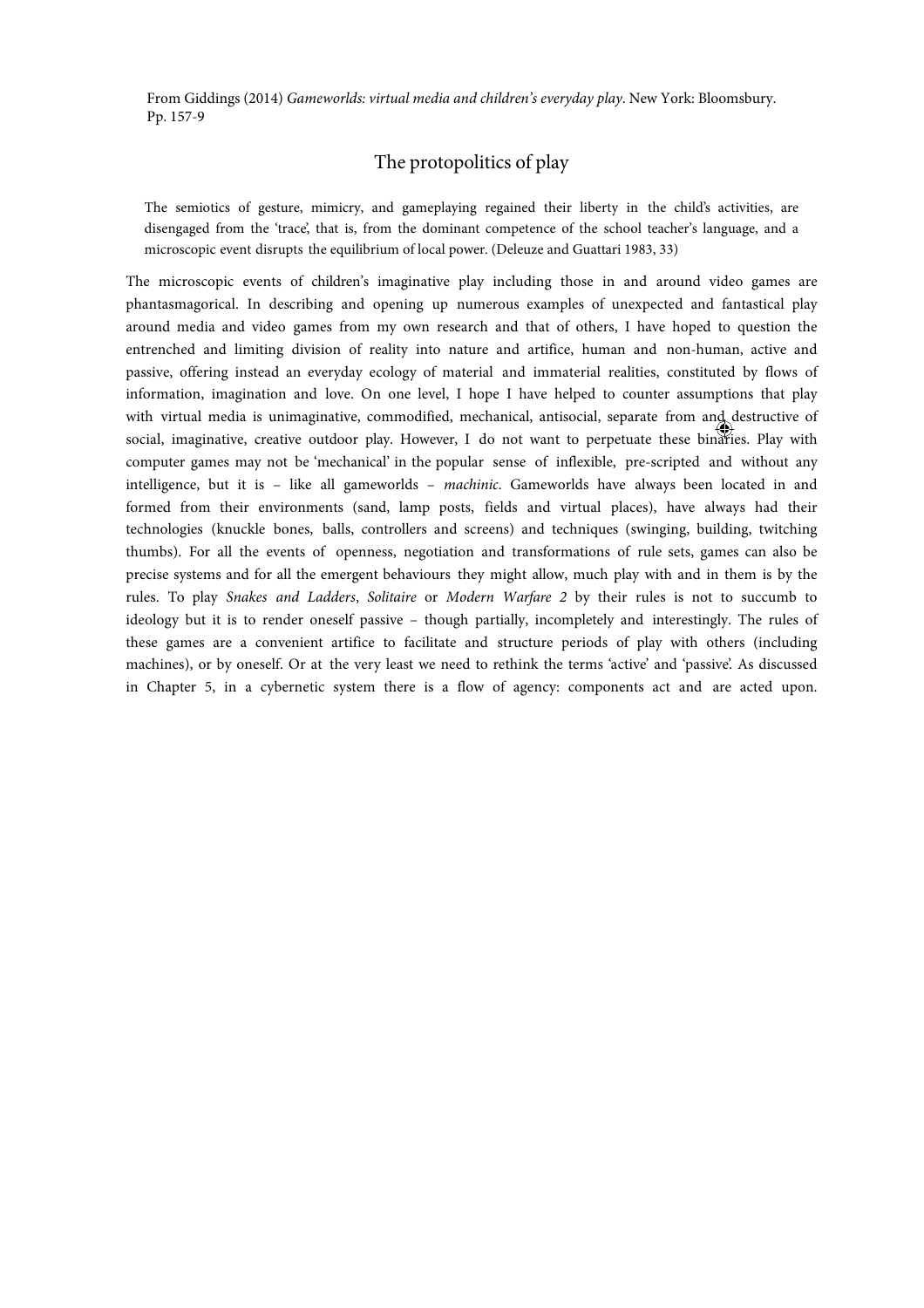From Giddings (2014) *Gameworlds: virtual media and children's everyday play*. New York: Bloomsbury. Pp. 157-9

## The protopolitics of play

> The semiotics of gesture, mimicry, and gameplaying regained their liberty in the child's activities, are disengaged from the 'trace', that is, from the dominant competence of the school teacher's language, and a microscopic event disrupts the equilibrium of local power. (Deleuze and Guattari 1983, 33)

The microscopic events of children's imaginative play including those in and around video games are phantasmagorical. In describing and opening up numerous examples of unexpected and fantastical play around media and video games from my own research and that of others, I have hoped to question the entrenched and limiting division of reality into nature and artifice, human and non-human, active and passive, offering instead an everyday ecology of material and immaterial realities, constituted by flows of information, imagination and love. On one level, I hope I have helped to counter assumptions that play with virtual media is unimaginative, commodified, mechanical, antisocial, separate from and destructive of social, imaginative, creative outdoor play. However, I do not want to perpetuate these binaries. Play with computer games may not be 'mechanical' in the popular sense of inflexible, pre-scripted and without any intelligence, but it is – like all gameworlds – *machinic*. Gameworlds have always been located in and formed from their environments (sand, lamp posts, fields and virtual places), have always had their technologies (knuckle bones, balls, controllers and screens) and techniques (swinging, building, twitching thumbs). For all the events of openness, negotiation and transformations of rule sets, games can also be precise systems and for all the emergent behaviours they might allow, much play with and in them is by the rules. To play *Snakes and Ladders*, *Solitaire* or *Modern Warfare 2* by their rules is not to succumb to ideology but it is to render oneself passive – though partially, incompletely and interestingly. The rules of these games are a convenient artifice to facilitate and structure periods of play with others (including machines), or by oneself. Or at the very least we need to rethink the terms 'active' and 'passive'. As discussed in Chapter 5, in a cybernetic system there is a flow of agency: components act and are acted upon.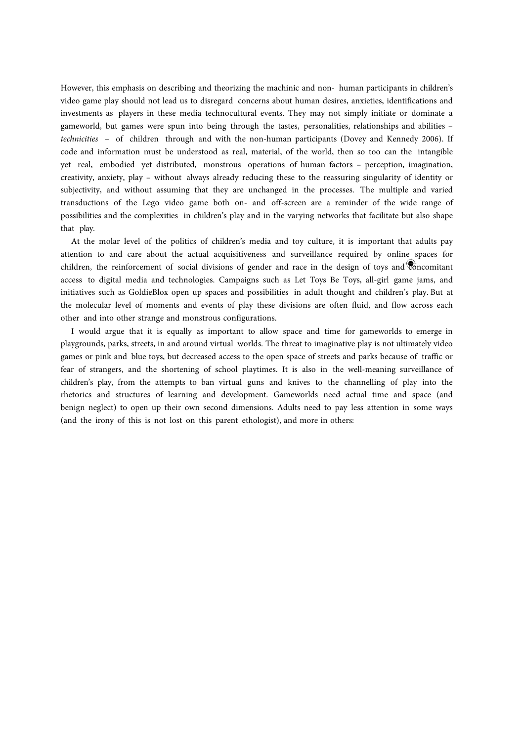However, this emphasis on describing and theorizing the machinic and non- human participants in children's video game play should not lead us to disregard concerns about human desires, anxieties, identifications and investments as players in these media technocultural events. They may not simply initiate or dominate a gameworld, but games were spun into being through the tastes, personalities, relationships and abilities – *technicities* – of children through and with the non-human participants (Dovey and Kennedy 2006). If code and information must be understood as real, material, of the world, then so too can the intangible yet real, embodied yet distributed, monstrous operations of human factors – perception, imagination, creativity, anxiety, play – without always already reducing these to the reassuring singularity of identity or subjectivity, and without assuming that they are unchanged in the processes. The multiple and varied transductions of the Lego video game both on- and off-screen are a reminder of the wide range of possibilities and the complexities in children's play and in the varying networks that facilitate but also shape that play.

At the molar level of the politics of children's media and toy culture, it is important that adults pay attention to and care about the actual acquisitiveness and surveillance required by online spaces for children, the reinforcement of social divisions of gender and race in the design of toys and concomitant access to digital media and technologies. Campaigns such as Let Toys Be Toys, all-girl game jams, and initiatives such as GoldieBlox open up spaces and possibilities in adult thought and children's play. But at the molecular level of moments and events of play these divisions are often fluid, and flow across each other and into other strange and monstrous configurations.

I would argue that it is equally as important to allow space and time for gameworlds to emerge in playgrounds, parks, streets, in and around virtual worlds. The threat to imaginative play is not ultimately video games or pink and blue toys, but decreased access to the open space of streets and parks because of traffic or fear of strangers, and the shortening of school playtimes. It is also in the well-meaning surveillance of children's play, from the attempts to ban virtual guns and knives to the channelling of play into the rhetorics and structures of learning and development. Gameworlds need actual time and space (and benign neglect) to open up their own second dimensions. Adults need to pay less attention in some ways (and the irony of this is not lost on this parent ethologist), and more in others: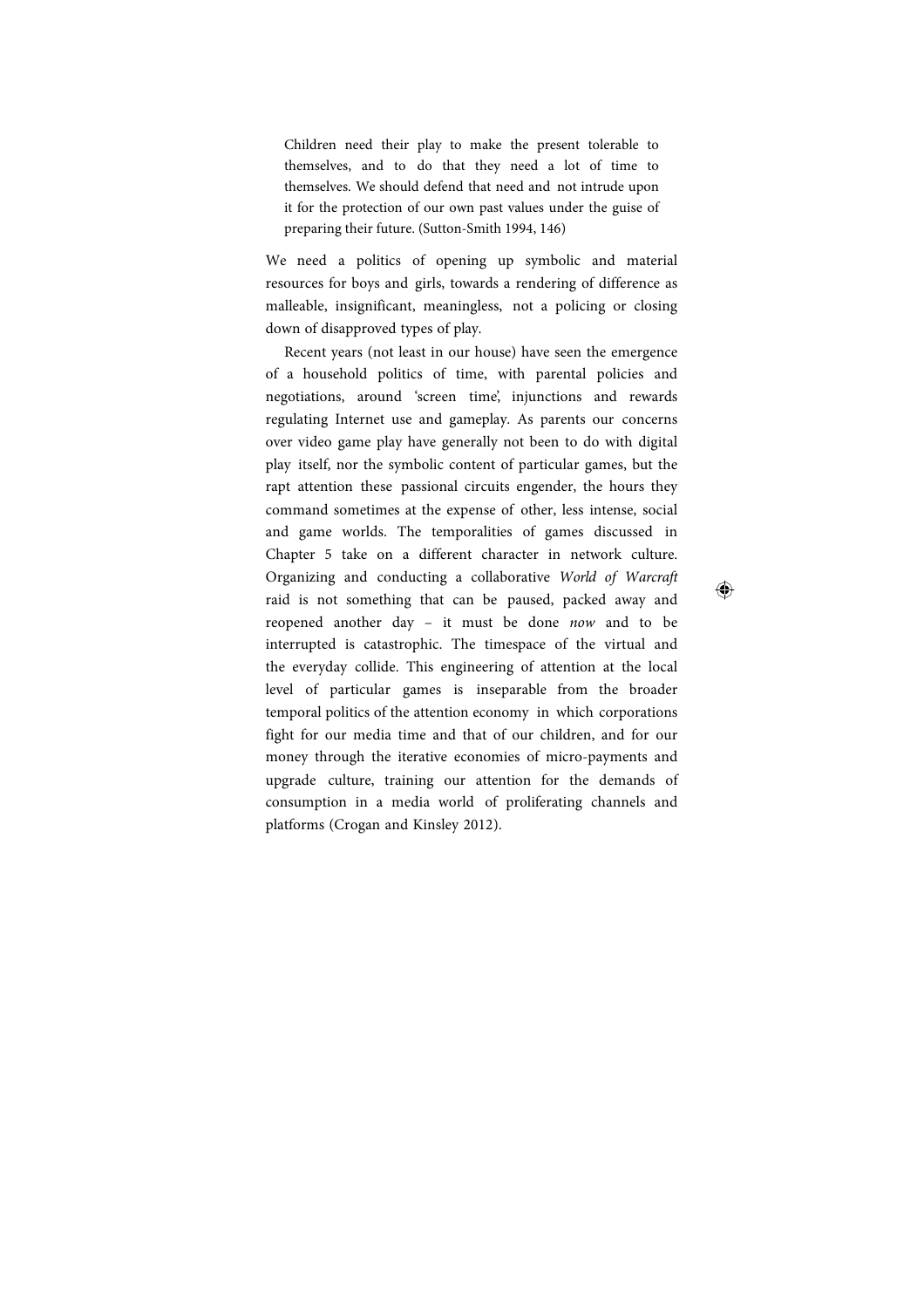> Children need their play to make the present tolerable to themselves, and to do that they need a lot of time to themselves. We should defend that need and not intrude upon it for the protection of our own past values under the guise of preparing their future. (Sutton-Smith 1994, 146)

We need a politics of opening up symbolic and material resources for boys and girls, towards a rendering of difference as malleable, insignificant, meaningless, not a policing or closing down of disapproved types of play.

Recent years (not least in our house) have seen the emergence of a household politics of time, with parental policies and negotiations, around 'screen time', injunctions and rewards regulating Internet use and gameplay. As parents our concerns over video game play have generally not been to do with digital play itself, nor the symbolic content of particular games, but the rapt attention these passional circuits engender, the hours they command sometimes at the expense of other, less intense, social and game worlds. The temporalities of games discussed in Chapter 5 take on a different character in network culture. Organizing and conducting a collaborative *World of Warcraft* raid is not something that can be paused, packed away and reopened another day – it must be done *now* and to be interrupted is catastrophic. The timespace of the virtual and the everyday collide. This engineering of attention at the local level of particular games is inseparable from the broader temporal politics of the attention economy in which corporations fight for our media time and that of our children, and for our money through the iterative economies of micro-payments and upgrade culture, training our attention for the demands of consumption in a media world of proliferating channels and platforms (Crogan and Kinsley 2012).